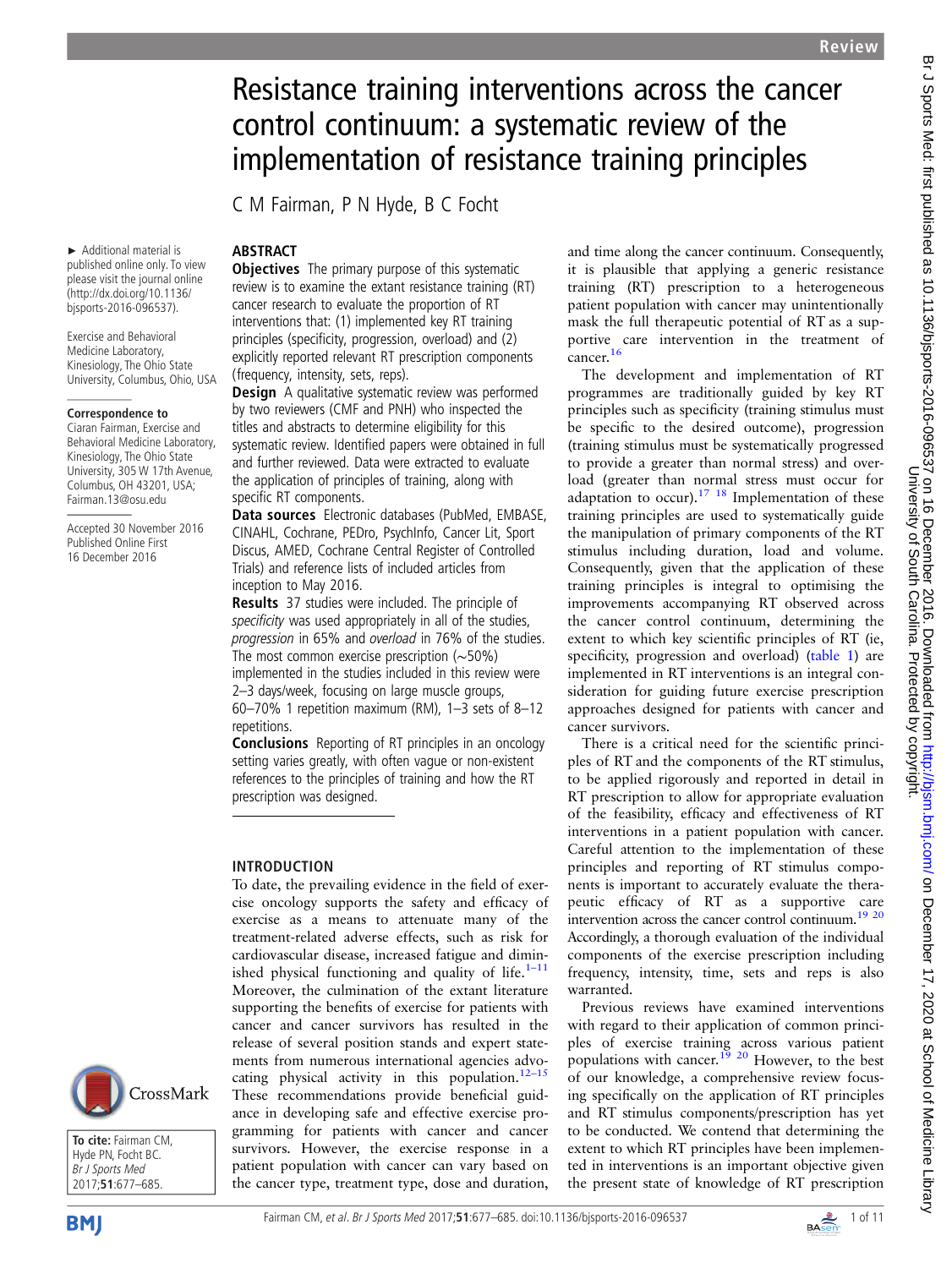# Resistance training interventions across the cancer control continuum: a systematic review of the implementation of resistance training principles

C M Fairman, P N Hyde, B C Focht

► Additional material is published online only. To view please visit the journal online (http://dx.doi.org/10.1136/bjsports-2016-096537).

Exercise and Behavioral Medicine Laboratory, Kinesiology, The Ohio State University, Columbus, Ohio, USA

**Correspondence to**
Ciaran Fairman, Exercise and Behavioral Medicine Laboratory, Kinesiology, The Ohio State University, 305 W 17th Avenue, Columbus, OH 43201, USA; Fairman.13@osu.edu

Accepted 30 November 2016
Published Online First 16 December 2016

**To cite:** Fairman CM, Hyde PN, Focht BC. *Br J Sports Med* 2017;**51**:677–685.

## ABSTRACT

**Objectives** The primary purpose of this systematic review is to examine the extant resistance training (RT) cancer research to evaluate the proportion of RT interventions that: (1) implemented key RT training principles (specificity, progression, overload) and (2) explicitly reported relevant RT prescription components (frequency, intensity, sets, reps).

**Design** A qualitative systematic review was performed by two reviewers (CMF and PNH) who inspected the titles and abstracts to determine eligibility for this systematic review. Identified papers were obtained in full and further reviewed. Data were extracted to evaluate the application of principles of training, along with specific RT components.

**Data sources** Electronic databases (PubMed, EMBASE, CINAHL, Cochrane, PEDro, PsychInfo, Cancer Lit, Sport Discus, AMED, Cochrane Central Register of Controlled Trials) and reference lists of included articles from inception to May 2016.

**Results** 37 studies were included. The principle of *specificity* was used appropriately in all of the studies, *progression* in 65% and *overload* in 76% of the studies. The most common exercise prescription (~50%) implemented in the studies included in this review were 2–3 days/week, focusing on large muscle groups, 60–70% 1 repetition maximum (RM), 1–3 sets of 8–12 repetitions.

**Conclusions** Reporting of RT principles in an oncology setting varies greatly, with often vague or non-existent references to the principles of training and how the RT prescription was designed.

## INTRODUCTION

To date, the prevailing evidence in the field of exercise oncology supports the safety and efficacy of exercise as a means to attenuate many of the treatment-related adverse effects, such as risk for cardiovascular disease, increased fatigue and diminished physical functioning and quality of life.[1–11] Moreover, the culmination of the extant literature supporting the benefits of exercise for patients with cancer and cancer survivors has resulted in the release of several position stands and expert statements from numerous international agencies advocating physical activity in this population.[12–15] These recommendations provide beneficial guidance in developing safe and effective exercise programming for patients with cancer and cancer survivors. However, the exercise response in a patient population with cancer can vary based on the cancer type, treatment type, dose and duration, and time along the cancer continuum. Consequently, it is plausible that applying a generic resistance training (RT) prescription to a heterogeneous patient population with cancer may unintentionally mask the full therapeutic potential of RT as a supportive care intervention in the treatment of cancer.[16]

The development and implementation of RT programmes are traditionally guided by key RT principles such as specificity (training stimulus must be specific to the desired outcome), progression (training stimulus must be systematically progressed to provide a greater than normal stress) and overload (greater than normal stress must occur for adaptation to occur).[17] [18] Implementation of these training principles are used to systematically guide the manipulation of primary components of the RT stimulus including duration, load and volume. Consequently, given that the application of these training principles is integral to optimising the improvements accompanying RT observed across the cancer control continuum, determining the extent to which key scientific principles of RT (ie, specificity, progression and overload) (table 1) are implemented in RT interventions is an integral consideration for guiding future exercise prescription approaches designed for patients with cancer and cancer survivors.

There is a critical need for the scientific principles of RT and the components of the RT stimulus, to be applied rigorously and reported in detail in RT prescription to allow for appropriate evaluation of the feasibility, efficacy and effectiveness of RT interventions in a patient population with cancer. Careful attention to the implementation of these principles and reporting of RT stimulus components is important to accurately evaluate the therapeutic efficacy of RT as a supportive care intervention across the cancer control continuum.[19] [20] Accordingly, a thorough evaluation of the individual components of the exercise prescription including frequency, intensity, time, sets and reps is also warranted.

Previous reviews have examined interventions with regard to their application of common principles of exercise training across various patient populations with cancer.[19] [20] However, to the best of our knowledge, a comprehensive review focusing specifically on the application of RT principles and RT stimulus components/prescription has yet to be conducted. We contend that determining the extent to which RT principles have been implemented in interventions is an important objective given the present state of knowledge of RT prescription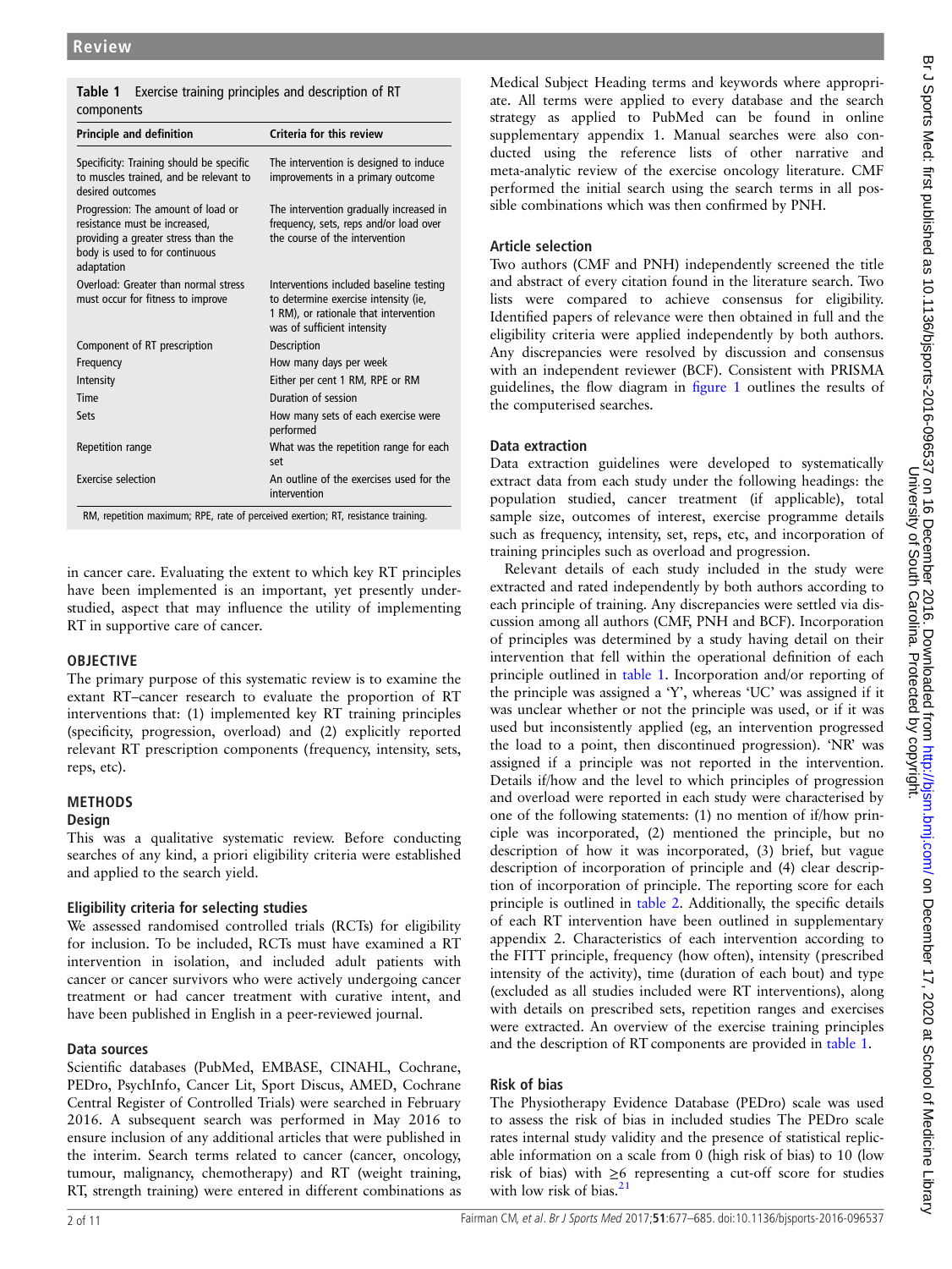**Table 1** Exercise training principles and description of RT components

| Principle and definition | Criteria for this review |
|---|---|
| Specificity: Training should be specific to muscles trained, and be relevant to desired outcomes | The intervention is designed to induce improvements in a primary outcome |
| Progression: The amount of load or resistance must be increased, providing a greater stress than the body is used to for continuous adaptation | The intervention gradually increased in frequency, sets, reps and/or load over the course of the intervention |
| Overload: Greater than normal stress must occur for fitness to improve | Interventions included baseline testing to determine exercise intensity (ie, 1 RM), or rationale that intervention was of sufficient intensity |
| Component of RT prescription | Description |
| Frequency | How many days per week |
| Intensity | Either per cent 1 RM, RPE or RM |
| Time | Duration of session |
| Sets | How many sets of each exercise were performed |
| Repetition range | What was the repetition range for each set |
| Exercise selection | An outline of the exercises used for the intervention |

RM, repetition maximum; RPE, rate of perceived exertion; RT, resistance training.

in cancer care. Evaluating the extent to which key RT principles have been implemented is an important, yet presently understudied, aspect that may influence the utility of implementing RT in supportive care of cancer.

## OBJECTIVE

The primary purpose of this systematic review is to examine the extant RT–cancer research to evaluate the proportion of RT interventions that: (1) implemented key RT training principles (specificity, progression, overload) and (2) explicitly reported relevant RT prescription components (frequency, intensity, sets, reps, etc).

## METHODS

### Design

This was a qualitative systematic review. Before conducting searches of any kind, a priori eligibility criteria were established and applied to the search yield.

### Eligibility criteria for selecting studies

We assessed randomised controlled trials (RCTs) for eligibility for inclusion. To be included, RCTs must have examined a RT intervention in isolation, and included adult patients with cancer or cancer survivors who were actively undergoing cancer treatment or had cancer treatment with curative intent, and have been published in English in a peer-reviewed journal.

### Data sources

Scientific databases (PubMed, EMBASE, CINAHL, Cochrane, PEDro, PsychInfo, Cancer Lit, Sport Discus, AMED, Cochrane Central Register of Controlled Trials) were searched in February 2016. A subsequent search was performed in May 2016 to ensure inclusion of any additional articles that were published in the interim. Search terms related to cancer (cancer, oncology, tumour, malignancy, chemotherapy) and RT (weight training, RT, strength training) were entered in different combinations as Medical Subject Heading terms and keywords where appropriate. All terms were applied to every database and the search strategy as applied to PubMed can be found in online supplementary appendix 1. Manual searches were also conducted using the reference lists of other narrative and meta-analytic review of the exercise oncology literature. CMF performed the initial search using the search terms in all possible combinations which was then confirmed by PNH.

### Article selection

Two authors (CMF and PNH) independently screened the title and abstract of every citation found in the literature search. Two lists were compared to achieve consensus for eligibility. Identified papers of relevance were then obtained in full and the eligibility criteria were applied independently by both authors. Any discrepancies were resolved by discussion and consensus with an independent reviewer (BCF). Consistent with PRISMA guidelines, the flow diagram in figure 1 outlines the results of the computerised searches.

### Data extraction

Data extraction guidelines were developed to systematically extract data from each study under the following headings: the population studied, cancer treatment (if applicable), total sample size, outcomes of interest, exercise programme details such as frequency, intensity, set, reps, etc, and incorporation of training principles such as overload and progression.

Relevant details of each study included in the study were extracted and rated independently by both authors according to each principle of training. Any discrepancies were settled via discussion among all authors (CMF, PNH and BCF). Incorporation of principles was determined by a study having detail on their intervention that fell within the operational definition of each principle outlined in table 1. Incorporation and/or reporting of the principle was assigned a 'Y', whereas 'UC' was assigned if it was unclear whether or not the principle was used, or if it was used but inconsistently applied (eg, an intervention progressed the load to a point, then discontinued progression). 'NR' was assigned if a principle was not reported in the intervention. Details if/how and the level to which principles of progression and overload were reported in each study were characterised by one of the following statements: (1) no mention of if/how principle was incorporated, (2) mentioned the principle, but no description of how it was incorporated, (3) brief, but vague description of incorporation of principle and (4) clear description of incorporation of principle. The reporting score for each principle is outlined in table 2. Additionally, the specific details of each RT intervention have been outlined in supplementary appendix 2. Characteristics of each intervention according to the FITT principle, frequency (how often), intensity (prescribed intensity of the activity), time (duration of each bout) and type (excluded as all studies included were RT interventions), along with details on prescribed sets, repetition ranges and exercises were extracted. An overview of the exercise training principles and the description of RT components are provided in table 1.

### Risk of bias

The Physiotherapy Evidence Database (PEDro) scale was used to assess the risk of bias in included studies The PEDro scale rates internal study validity and the presence of statistical replicable information on a scale from 0 (high risk of bias) to 10 (low risk of bias) with ≥6 representing a cut-off score for studies with low risk of bias.[21]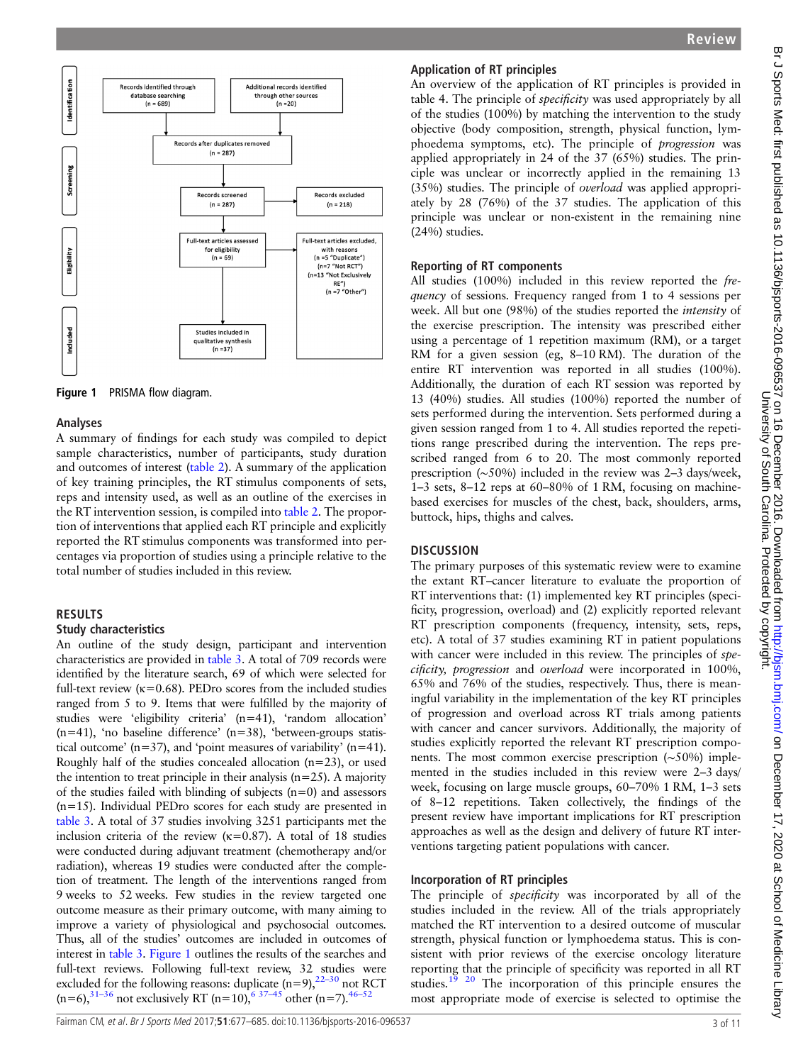Figure 1 PRISMA flow diagram.

## Analyses

A summary of findings for each study was compiled to depict sample characteristics, number of participants, study duration and outcomes of interest (table 2). A summary of the application of key training principles, the RT stimulus components of sets, reps and intensity used, as well as an outline of the exercises in the RT intervention session, is compiled into table 2. The proportion of interventions that applied each RT principle and explicitly reported the RT stimulus components was transformed into percentages via proportion of studies using a principle relative to the total number of studies included in this review.

## RESULTS

### Study characteristics

An outline of the study design, participant and intervention characteristics are provided in table 3. A total of 709 records were identified by the literature search, 69 of which were selected for full-text review (κ=0.68). PEDro scores from the included studies ranged from 5 to 9. Items that were fulfilled by the majority of studies were 'eligibility criteria' (n=41), 'random allocation' (n=41), 'no baseline difference' (n=38), 'between-groups statistical outcome' (n=37), and 'point measures of variability' (n=41). Roughly half of the studies concealed allocation (n=23), or used the intention to treat principle in their analysis (n=25). A majority of the studies failed with blinding of subjects (n=0) and assessors (n=15). Individual PEDro scores for each study are presented in table 3. A total of 37 studies involving 3251 participants met the inclusion criteria of the review (κ=0.87). A total of 18 studies were conducted during adjuvant treatment (chemotherapy and/or radiation), whereas 19 studies were conducted after the completion of treatment. The length of the interventions ranged from 9 weeks to 52 weeks. Few studies in the review targeted one outcome measure as their primary outcome, with many aiming to improve a variety of physiological and psychosocial outcomes. Thus, all of the studies' outcomes are included in outcomes of interest in table 3. Figure 1 outlines the results of the searches and full-text reviews. Following full-text review, 32 studies were excluded for the following reasons: duplicate (n=9),[22–30] not RCT (n=6),[31–36] not exclusively RT (n=10),[6 37–45] other (n=7).[46–52]

### Application of RT principles

An overview of the application of RT principles is provided in table 4. The principle of *specificity* was used appropriately by all of the studies (100%) by matching the intervention to the study objective (body composition, strength, physical function, lymphoedema symptoms, etc). The principle of *progression* was applied appropriately in 24 of the 37 (65%) studies. The principle was unclear or incorrectly applied in the remaining 13 (35%) studies. The principle of *overload* was applied appropriately by 28 (76%) of the 37 studies. The application of this principle was unclear or non-existent in the remaining nine (24%) studies.

### Reporting of RT components

All studies (100%) included in this review reported the *frequency* of sessions. Frequency ranged from 1 to 4 sessions per week. All but one (98%) of the studies reported the *intensity* of the exercise prescription. The intensity was prescribed either using a percentage of 1 repetition maximum (RM), or a target RM for a given session (eg, 8–10 RM). The duration of the entire RT intervention was reported in all studies (100%). Additionally, the duration of each RT session was reported by 13 (40%) studies. All studies (100%) reported the number of sets performed during the intervention. Sets performed during a given session ranged from 1 to 4. All studies reported the repetitions range prescribed during the intervention. The reps prescribed ranged from 6 to 20. The most commonly reported prescription (~50%) included in the review was 2–3 days/week, 1–3 sets, 8–12 reps at 60–80% of 1 RM, focusing on machine-based exercises for muscles of the chest, back, shoulders, arms, buttock, hips, thighs and calves.

## DISCUSSION

The primary purposes of this systematic review were to examine the extant RT–cancer literature to evaluate the proportion of RT interventions that: (1) implemented key RT principles (specificity, progression, overload) and (2) explicitly reported relevant RT prescription components (frequency, intensity, sets, reps, etc). A total of 37 studies examining RT in patient populations with cancer were included in this review. The principles of *specificity, progression* and *overload* were incorporated in 100%, 65% and 76% of the studies, respectively. Thus, there is meaningful variability in the implementation of the key RT principles of progression and overload across RT trials among patients with cancer and cancer survivors. Additionally, the majority of studies explicitly reported the relevant RT prescription components. The most common exercise prescription (~50%) implemented in the studies included in this review were 2–3 days/week, focusing on large muscle groups, 60–70% 1 RM, 1–3 sets of 8–12 repetitions. Taken collectively, the findings of the present review have important implications for RT prescription approaches as well as the design and delivery of future RT interventions targeting patient populations with cancer.

### Incorporation of RT principles

The principle of *specificity* was incorporated by all of the studies included in the review. All of the trials appropriately matched the RT intervention to a desired outcome of muscular strength, physical function or lymphoedema status. This is consistent with prior reviews of the exercise oncology literature reporting that the principle of specificity was reported in all RT studies.[19 20] The incorporation of this principle ensures the most appropriate mode of exercise is selected to optimise the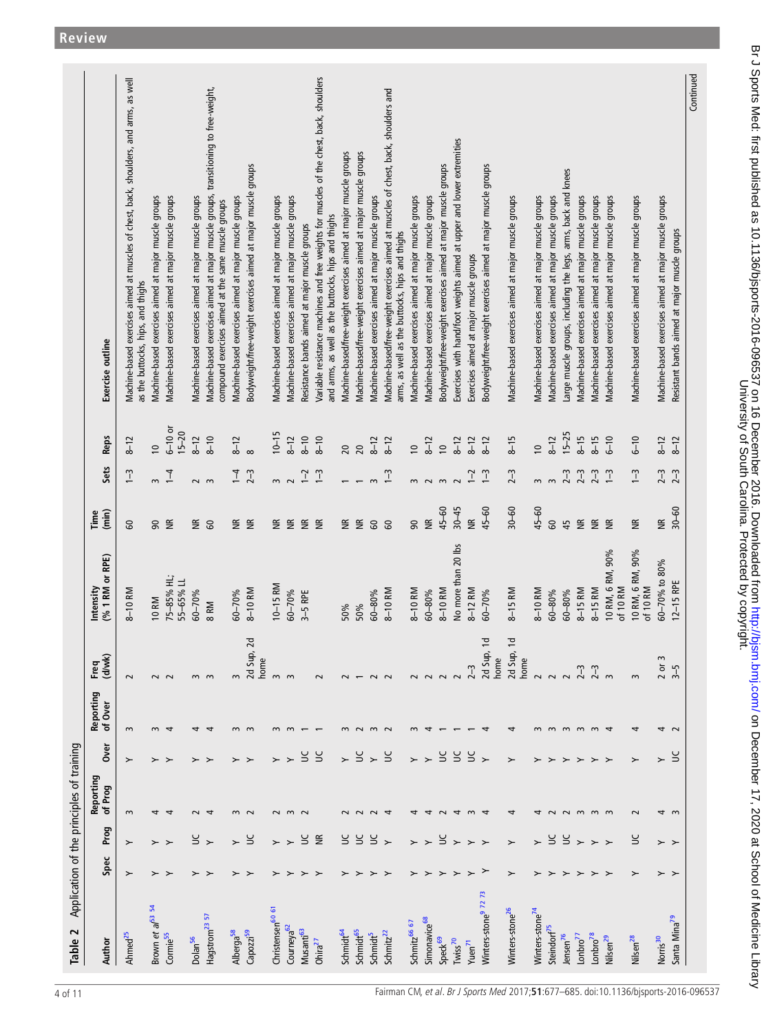**Table 2** Application of the principles of training

| Author | Spec | Prog | Reporting of Prog | Over | Reporting of Over | Freq (d/wk) | Intensity (% 1 RM or RPE) | Time (min) | Sets | Reps | Exercise outline |
|---|---|---|---|---|---|---|---|---|---|---|---|
| Ahmed[25] | Y | Y | 3 | Y | 3 | 2 | 8–10 RM | 60 | 1–3 | 8–12 | Machine-based exercises aimed at muscles of chest, back, shoulders, and arms, as well as the buttocks, hips, and thighs |
| Brown *et al*[53 54] | Y | Y | 4 | Y | 3 | 2 | 10 RM | 90 | 3 | 10 | Machine-based exercises aimed at major muscle groups |
| Cormie[55] | Y | Y | 4 | Y | 4 | 2 | 75–85% HL; 55–65% LL | NR | 1–4 | 6–10 or 15–20 | Machine-based exercises aimed at major muscle groups |
| Dolan[56] | Y | UC | 2 | Y | 4 | 3 | 60–70% | NR | 2 | 8–12 | Machine-based exercises aimed at major muscle groups |
| Hagstrom[23 57] | Y | Y | 4 | Y | 4 | 3 | 8 RM | 60 | 3 | 8–10 | Machine-based exercises aimed at major muscle groups, transitioning to free-weight, compound exercises aimed at the same muscle groups |
| Alberga[58] | Y | Y | 3 | Y | 3 | 3 | 60–70% | NR | 1–4 | 8–12 | Machine-based exercises aimed at major muscle groups |
| Capozzi[59] | Y | UC | 2 | Y | 3 | 2d Sup, 2d home | 8–10 RM | NR | 2–3 | 8 | Bodyweight/free-weight exercises aimed at major muscle groups |
| Christensen[60 61] | Y | Y | 2 | Y | 3 | 3 | 10–15 RM | NR | 3 | 10–15 | Machine-based exercises aimed at major muscle groups |
| Courneya[62] | Y | Y | 3 | Y | 3 | 3 | 60–70% | NR | 2 | 8–12 | Machine-based exercises aimed at major muscle groups |
| Musanti[63] | Y | UC | 2 | UC | 1 | | 3–5 RPE | NR | 1–2 | 8–10 | Resistance bands aimed at major muscle groups |
| Ohira[27] | Y | NR | | UC | 1 | 2 | | NR | 1–3 | 8–10 | Variable resistance machines and free weights for muscles of the chest, back, shoulders and arms, as well as the buttocks, hips and thighs |
| Schmidt[64] | Y | UC | 2 | Y | 3 | 2 | 50% | NR | 1 | 20 | Machine-based/free-weight exercises aimed at major muscle groups |
| Schmidt[65] | Y | UC | 2 | UC | 2 | 1 | 50% | NR | 1 | 20 | Machine-based/free-weight exercises aimed at major muscle groups |
| Schmidt[5] | Y | UC | 2 | Y | 3 | 2 | 60–80% | 60 | 3 | 8–12 | Machine-based exercises aimed at major muscle groups |
| Schmitz[22] | Y | Y | 4 | UC | 2 | 2 | 8–10 RM | 60 | 1–3 | 8–12 | Machine-based/free-weight exercises aimed at muscles of chest, back, shoulders and arms, as well as the buttocks, hips and thighs |
| Schmitz[66 67] | Y | Y | 4 | Y | 3 | 2 | 8–10 RM | 90 | 3 | 10 | Machine-based exercises aimed at major muscle groups |
| Simonavice[68] | Y | Y | 4 | Y | 4 | 2 | 60–80% | NR | 2 | 8–12 | Machine-based exercises aimed at major muscle groups |
| Speck[69] | Y | UC | 2 | UC | 1 | 2 | 8–10 RM | 45–60 | 3 | 10 | Bodyweight/free-weight exercises aimed at major muscle groups |
| Twiss[70] | Y | Y | 4 | UC | 1 | 2 | No more than 20 lbs | 30–45 | 2 | 8–12 | Exercises with hand/foot weights aimed at upper and lower extremities |
| Yuen[71] | Y | Y | 3 | UC | 1 | 2–3 | 8–12 RM | NR | 1–2 | 8–12 | Exercises aimed at major muscle groups |
| Winters-stone[9 72 73] | Y | Y | 4 | Y | 4 | 2d Sup, 1d home | 60–70% | 45–60 | 1–3 | 8–12 | Bodyweight/free-weight exercises aimed at major muscle groups |
| Winters-stone[26] | Y | Y | 4 | Y | 4 | 2d Sup, 1d home | 8–15 RM | 30–60 | 2–3 | 8–15 | Machine-based exercises aimed at major muscle groups |
| Winters-stone[74] | Y | Y | 4 | Y | 3 | 2 | 8–10 RM | 45–60 | 3 | 10 | Machine-based exercises aimed at major muscle groups |
| Steindorf[75] | Y | UC | 2 | Y | 3 | 2 | 60–80% | 60 | 3 | 8–12 | Machine-based exercises aimed at major muscle groups |
| Jensen[76] | Y | UC | 2 | Y | 3 | 2 | 60–80% | 45 | 2–3 | 15–25 | Large muscle groups, including the legs, arms, back and knees |
| Lonbro[77] | Y | Y | 3 | Y | 3 | 2–3 | 8–15 RM | NR | 2–3 | 8–15 | Machine-based exercises aimed at major muscle groups |
| Lonbro[78] | Y | Y | 3 | Y | 3 | 2–3 | 8–15 RM | NR | 2–3 | 8–15 | Machine-based exercises aimed at major muscle groups |
| Nilsen[29] | Y | Y | 3 | Y | 4 | 3 | 10 RM, 6 RM, 90% of 10 RM | NR | 1–3 | 6–10 | Machine-based exercises aimed at major muscle groups |
| Nilsen[28] | Y | UC | 2 | Y | 4 | 3 | 10 RM, 6 RM, 90% of 10 RM | NR | 1–3 | 6–10 | Machine-based exercises aimed at major muscle groups |
| Norris[30] | Y | Y | 4 | Y | 4 | 2 or 3 | 60–70% to 80% | NR | 2–3 | 8–12 | Machine-based exercises aimed at major muscle groups |
| Santa Mina[79] | Y | Y | 3 | UC | 2 | 3–5 | 12–15 RPE | 30–60 | 2–3 | 8–12 | Resistant bands aimed at major muscle groups |

Continued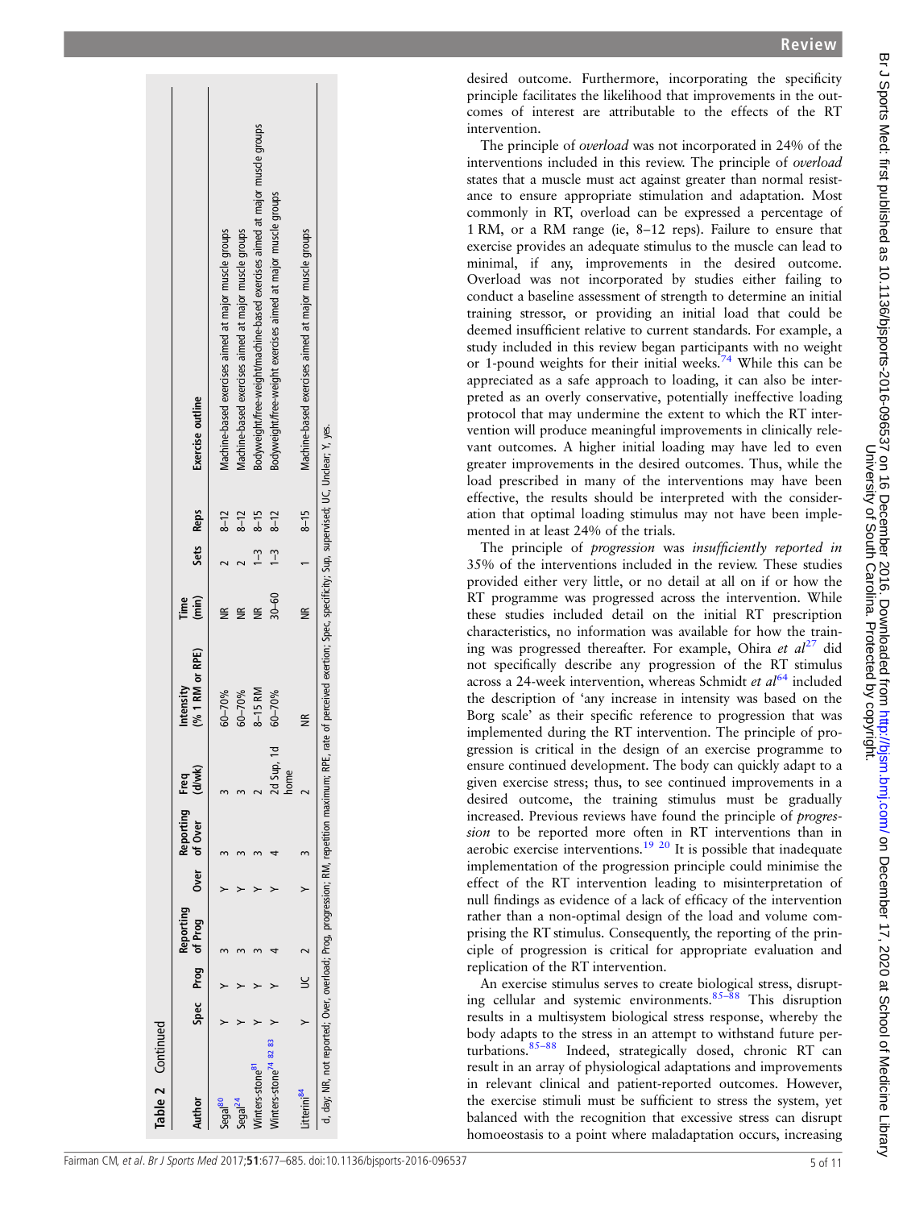**Table 2 Continued**

| Author | Spec | Prog | Reporting of Prog | Over | Reporting of Over | Freq (d/wk) | Intensity (% 1 RM or RPE) | Time (min) | Sets | Reps | Exercise outline |
|---|---|---|---|---|---|---|---|---|---|---|---|
| Segal[80] | Y | Y | 3 | Y | 3 | 3 | 60–70% | NR | 2 | 8–12 | Machine-based exercises aimed at major muscle groups |
| Segal[24] | Y | Y | 3 | Y | 3 | 3 | 60–70% | NR | 2 | 8–12 | Machine-based exercises aimed at major muscle groups |
| Winters-stone[81] | Y | Y | 3 | Y | 3 | 2 | 8–15 RM | NR | 1–3 | 8–15 | Bodyweight/free-weight/machine-based exercises aimed at major muscle groups |
| Winters-stone[74 82 83] | Y | Y | 4 | Y | 4 | 2d Sup, 1d home | 60–70% | 30–60 | 1–3 | 8–12 | Bodyweight/free-weight exercises aimed at major muscle groups |
| Litterini[84] | Y | UC | 2 | Y | 3 | 2 | NR | NR | 1 | 8–15 | Machine-based exercises aimed at major muscle groups |

d, day; NR, not reported; Over, overload; Prog, progression; RM, repetition maximum; RPE, rate of perceived exertion; Spec, specificity; Sup, supervised; UC, Unclear; Y, yes.

desired outcome. Furthermore, incorporating the specificity principle facilitates the likelihood that improvements in the outcomes of interest are attributable to the effects of the RT intervention.

The principle of *overload* was not incorporated in 24% of the interventions included in this review. The principle of *overload* states that a muscle must act against greater than normal resistance to ensure appropriate stimulation and adaptation. Most commonly in RT, overload can be expressed a percentage of 1 RM, or a RM range (ie, 8–12 reps). Failure to ensure that exercise provides an adequate stimulus to the muscle can lead to minimal, if any, improvements in the desired outcome. Overload was not incorporated by studies either failing to conduct a baseline assessment of strength to determine an initial training stressor, or providing an initial load that could be deemed insufficient relative to current standards. For example, a study included in this review began participants with no weight or 1-pound weights for their initial weeks.[74] While this can be appreciated as a safe approach to loading, it can also be interpreted as an overly conservative, potentially ineffective loading protocol that may undermine the extent to which the RT intervention will produce meaningful improvements in clinically relevant outcomes. A higher initial loading may have led to even greater improvements in the desired outcomes. Thus, while the load prescribed in many of the interventions may have been effective, the results should be interpreted with the consideration that optimal loading stimulus may not have been implemented in at least 24% of the trials.

The principle of *progression* was *insufficiently reported in* 35% of the interventions included in the review. These studies provided either very little, or no detail at all on if or how the RT programme was progressed across the intervention. While these studies included detail on the initial RT prescription characteristics, no information was available for how the training was progressed thereafter. For example, Ohira *et al*[27] did not specifically describe any progression of the RT stimulus across a 24-week intervention, whereas Schmidt *et al*[64] included the description of 'any increase in intensity was based on the Borg scale' as their specific reference to progression that was implemented during the RT intervention. The principle of progression is critical in the design of an exercise programme to ensure continued development. The body can quickly adapt to a given exercise stress; thus, to see continued improvements in a desired outcome, the training stimulus must be gradually increased. Previous reviews have found the principle of *progression* to be reported more often in RT interventions than in aerobic exercise interventions.[19 20] It is possible that inadequate implementation of the progression principle could minimise the effect of the RT intervention leading to misinterpretation of null findings as evidence of a lack of efficacy of the intervention rather than a non-optimal design of the load and volume comprising the RT stimulus. Consequently, the reporting of the principle of progression is critical for appropriate evaluation and replication of the RT intervention.

An exercise stimulus serves to create biological stress, disrupting cellular and systemic environments.[85–88] This disruption results in a multisystem biological stress response, whereby the body adapts to the stress in an attempt to withstand future perturbations.[85–88] Indeed, strategically dosed, chronic RT can result in an array of physiological adaptations and improvements in relevant clinical and patient-reported outcomes. However, the exercise stimuli must be sufficient to stress the system, yet balanced with the recognition that excessive stress can disrupt homoeostasis to a point where maladaptation occurs, increasing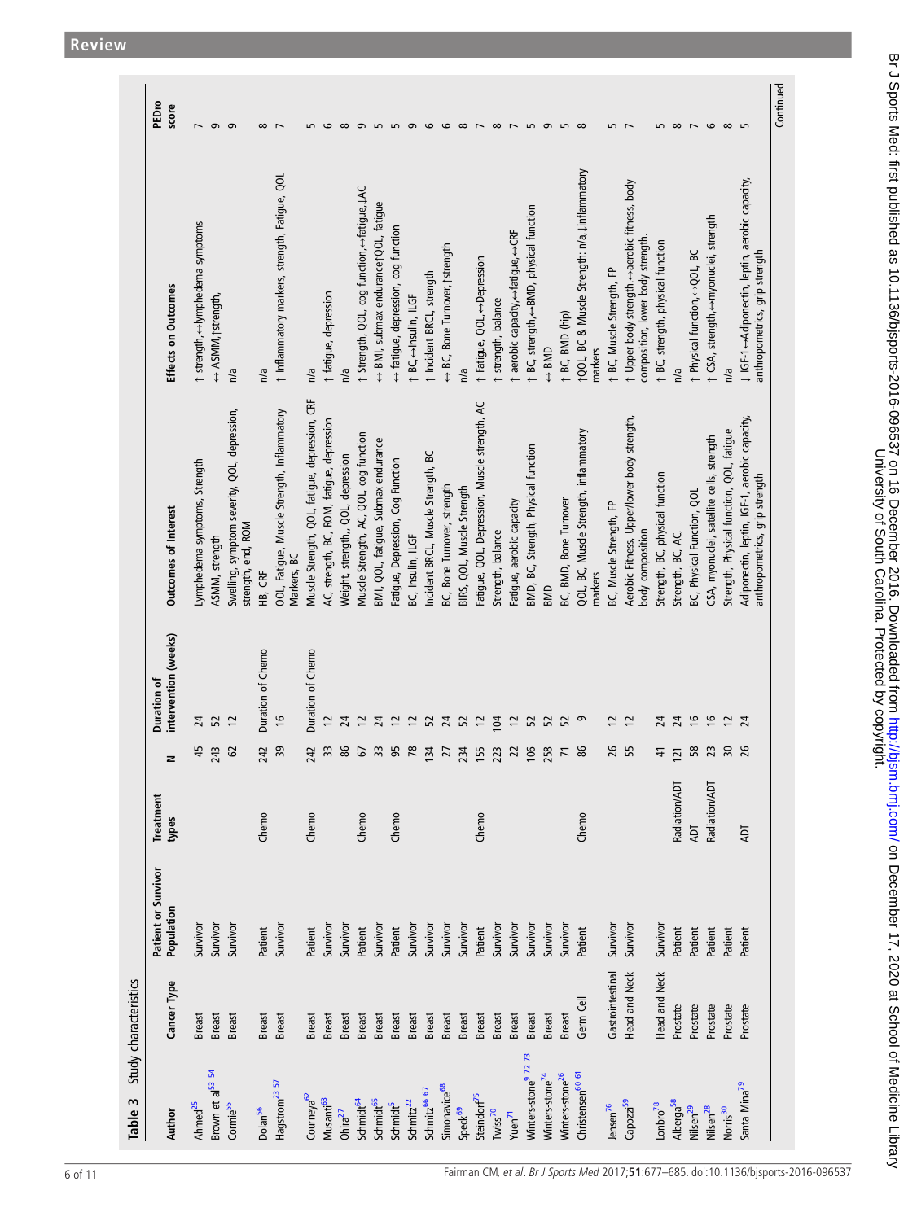**Table 3** Study characteristics

| Author | Cancer Type | Patient or Survivor Population | Treatment types | N | Duration of intervention (weeks) | Outcomes of Interest | Effects on Outcomes | PEDro score |
|---|---|---|---|---|---|---|---|---|
| Ahmed[25] | Breast | Survivor | | 45 | 24 | Lymphedema symptoms, Strength | ↑ strength, ↔lymphedema symptoms | 7 |
| Brown et al[53 54] | Breast | Survivor | | 243 | 52 | ASMM, strength | ↔ ASMM,↑strength, | 9 |
| Cormie[55] | Breast | Survivor | | 62 | 12 | Swelling, symptom severity, QOL, depression, strength, end, ROM | n/a | 9 |
| Dolan[56] | Breast | Patient | Chemo | 242 | Duration of Chemo | HB, CRF | n/a | 8 |
| Hagstrom[23 57] | Breast | Survivor | | 39 | 16 | OOL, Fatigue, Muscle Strength, Inflammatory Markers, BC | ↑ Inflammatory markers, strength, Fatigue, QOL | 7 |
| Courneya[62] | Breast | Patient | Chemo | 242 | Duration of Chemo | Muscle Strength, QOL, fatigue, depression, CRF | n/a | 5 |
| Musanti[63] | Breast | Survivor | | 33 | 12 | AC, strength, BC, ROM, fatigue, depression | ↑ fatigue, depression | 6 |
| Ohira[27] | Breast | Survivor | | 86 | 24 | Weight, strength,, QOL, depression | n/a | 8 |
| Schmidt[64] | Breast | Patient | Chemo | 67 | 12 | Muscle Strength, AC, QOL, cog function | ↑ Strength, QOL, cog function,↔fatigue,↓AC | 9 |
| Schmidt[65] | Breast | Survivor | | 33 | 24 | BMI, QOL, fatigue, Submax endurance | ↔ BMI, submax endurance↑QOL, fatigue | 5 |
| Schmidt[5] | Breast | Patient | Chemo | 95 | 12 | Fatigue, Depression, Cog Function | ↔ fatigue, depression, cog function | 5 |
| Schmitz[22] | Breast | Survivor | | 78 | 12 | BC, Insulin, ILGF | ↑ BC,↔Insulin, ILGF | 9 |
| Schmitz[66 67] | Breast | Survivor | | 134 | 52 | Incident BRCL, Muscle Strength, BC | ↑ Incident BRCL, strength | 6 |
| Simonavice[68] | Breast | Survivor | | 27 | 24 | BC, Bone Turnover, strength | ↔ BC, Bone Turnover, ↑strength | 6 |
| Speck[69] | Breast | Survivor | | 234 | 52 | BIRS, QOL, Muscle Strength | n/a | 8 |
| Steindorf[75] | Breast | Patient | Chemo | 155 | 12 | Fatigue, QOL, Depression, Muscle strength, AC | ↑ Fatigue, QOL,↔Depression | 7 |
| Twiss[70] | Breast | Survivor | | 223 | 104 | Strength, balance | ↑ strength, balance | 8 |
| Yuen[71] | Breast | Survivor | | 22 | 12 | Fatigue, aerobic capacity | ↑ aerobic capacity,↔fatigue,↔CRF | 7 |
| Winters-stone[9 72 73] | Breast | Survivor | | 106 | 52 | BMD, BC, Strength, Physical function | ↑ BC, strength,↔BMD, physical function | 5 |
| Winters-stone[74] | Breast | Survivor | | 258 | 52 | BMD | ↔ BMD | 9 |
| Winters-stone[26] | Breast | Survivor | | 71 | 52 | BC, BMD, Bone Turnover | ↑ BC, BMD (hip) | 5 |
| Christensen[60 61] | Germ Cell | Patient | Chemo | 86 | 9 | QOL, BC, Muscle Strength, inflammatory markers | ↑QOL, BC & Muscle Strength: n/a, ↓inflammatory markers | 8 |
| Jensen[76] | Gastrointestinal | Survivor | | 26 | 12 | BC, Muscle Strength, FP | ↑ BC, Muscle Strength, FP | 5 |
| Capozzi[59] | Head and Neck | Survivor | | 55 | 12 | Aerobic Fitness, Upper/lower body strength, body composition | ↑ Upper body strength,↔aerobic fitness, body composition, lower body strength. | 7 |
| Lonbro[78] | Head and Neck | Survivor | | 41 | 24 | Strength, BC, physical function | ↑ BC, strength, physical function | 5 |
| Alberga[58] | Prostate | Patient | Radiation/ADT | 121 | 24 | Strength, BC, AC, | n/a | 8 |
| Nilsen[29] | Prostate | Patient | ADT | 58 | 16 | BC, Physical Function, QOL | ↑ Physical function,↔QOL, BC | 7 |
| Nilsen[28] | Prostate | Patient | Radiation/ADT | 23 | 16 | CSA, myonuclei, satellite cells, strength | ↑ CSA, strength,↔myonuclei, strength | 6 |
| Norris[30] | Prostate | Patient | | 30 | 12 | Strength, Physical function, QOL, fatigue | n/a | 8 |
| Santa Mina[79] | Prostate | Patient | ADT | 26 | 24 | Adiponectin, leptin, IGF-1, aerobic capacity, anthropometrics, grip strength | ↓ IGF-1↔Adiponectin, leptin, aerobic capacity, anthropometrics, grip strength | 5 |

Continued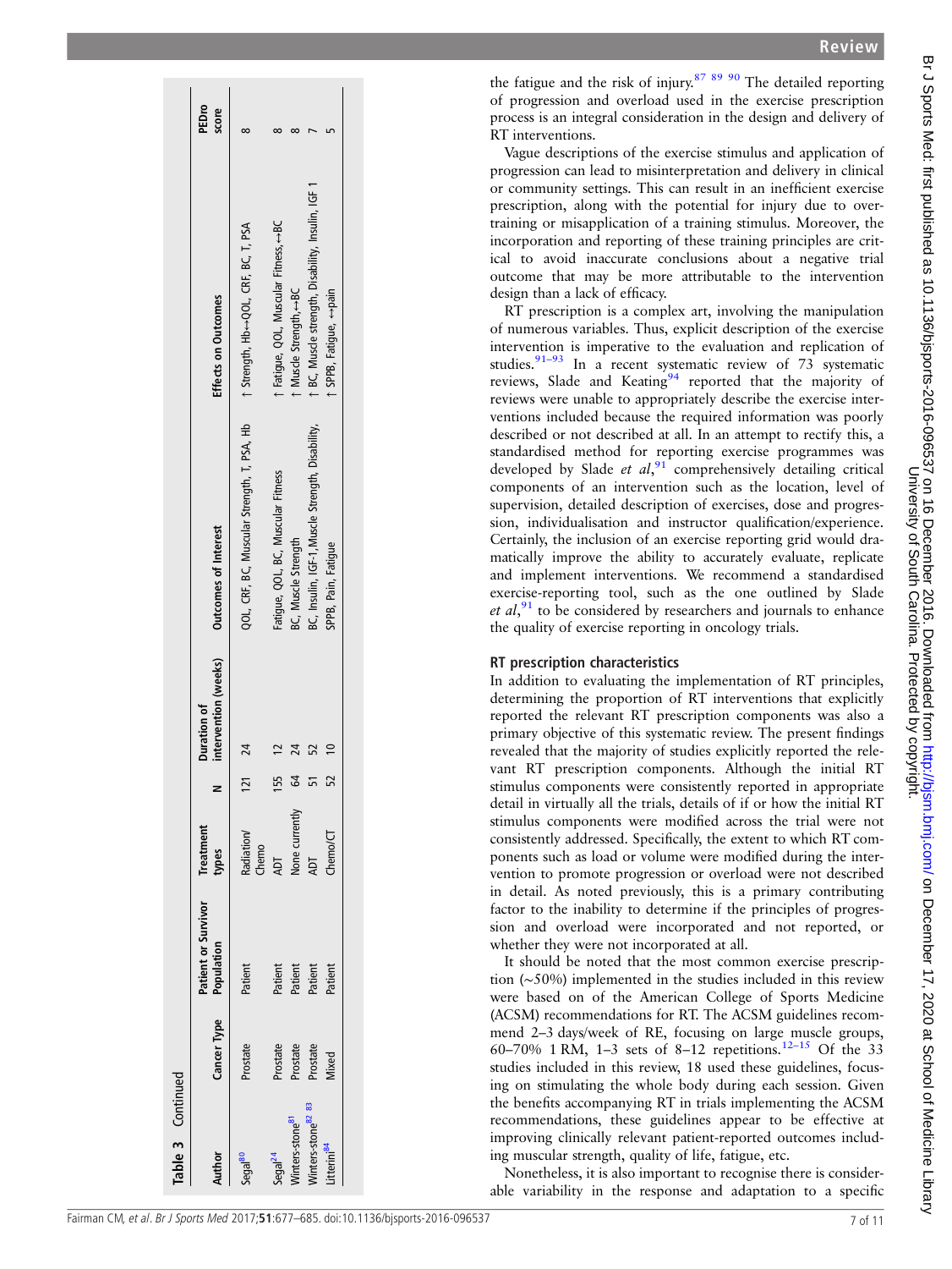**Table 3** Continued

| Author | Cancer Type | Patient or Survivor Population | Treatment types | N | Duration of intervention (weeks) | Outcomes of Interest | Effects on Outcomes | PEDro score |
|---|---|---|---|---|---|---|---|---|
| Segal[80] | Prostate | Patient | Radiation/Chemo | 121 | 24 | QOL, CRF, BC, Muscular Strength, T, PSA, Hb | ↑ Strength, Hb↔QOL, CRF, BC, T, PSA | 8 |
| Segal[24] | Prostate | Patient | ADT | 155 | 12 | Fatigue, QOL, BC, Muscular Fitness | ↑ Fatigue, QOL, Muscular Fitness, ↔BC | 8 |
| Winters-stone[81] | Prostate | Patient | None currently | 64 | 24 | BC, Muscle Strength | ↑ Muscle Strength, ↔BC | 8 |
| Winters-stone[82 83] | Prostate | Patient | ADT | 51 | 52 | BC, Insulin, IGF-1, Muscle Strength, Disability, | ↑ BC, Muscle strength, Disability, Insulin, IGF 1 | 7 |
| Litterini[84] | Mixed | Patient | Chemo/CT | 52 | 10 | SPPB, Pain, Fatigue | ↑ SPPB, Fatigue, ↔pain | 5 |

the fatigue and the risk of injury.[87 89 90] The detailed reporting of progression and overload used in the exercise prescription process is an integral consideration in the design and delivery of RT interventions.

Vague descriptions of the exercise stimulus and application of progression can lead to misinterpretation and delivery in clinical or community settings. This can result in an inefficient exercise prescription, along with the potential for injury due to overtraining or misapplication of a training stimulus. Moreover, the incorporation and reporting of these training principles are critical to avoid inaccurate conclusions about a negative trial outcome that may be more attributable to the intervention design than a lack of efficacy.

RT prescription is a complex art, involving the manipulation of numerous variables. Thus, explicit description of the exercise intervention is imperative to the evaluation and replication of studies.[91–93] In a recent systematic review of 73 systematic reviews, Slade and Keating[94] reported that the majority of reviews were unable to appropriately describe the exercise interventions included because the required information was poorly described or not described at all. In an attempt to rectify this, a standardised method for reporting exercise programmes was developed by Slade *et al*,[91] comprehensively detailing critical components of an intervention such as the location, level of supervision, detailed description of exercises, dose and progression, individualisation and instructor qualification/experience. Certainly, the inclusion of an exercise reporting grid would dramatically improve the ability to accurately evaluate, replicate and implement interventions. We recommend a standardised exercise-reporting tool, such as the one outlined by Slade *et al*,[91] to be considered by researchers and journals to enhance the quality of exercise reporting in oncology trials.

## RT prescription characteristics

In addition to evaluating the implementation of RT principles, determining the proportion of RT interventions that explicitly reported the relevant RT prescription components was also a primary objective of this systematic review. The present findings revealed that the majority of studies explicitly reported the relevant RT prescription components. Although the initial RT stimulus components were consistently reported in appropriate detail in virtually all the trials, details of if or how the initial RT stimulus components were modified across the trial were not consistently addressed. Specifically, the extent to which RT components such as load or volume were modified during the intervention to promote progression or overload were not described in detail. As noted previously, this is a primary contributing factor to the inability to determine if the principles of progression and overload were incorporated and not reported, or whether they were not incorporated at all.

It should be noted that the most common exercise prescription (~50%) implemented in the studies included in this review were based on of the American College of Sports Medicine (ACSM) recommendations for RT. The ACSM guidelines recommend 2–3 days/week of RE, focusing on large muscle groups, 60–70% 1 RM, 1–3 sets of 8–12 repetitions.[12–15] Of the 33 studies included in this review, 18 used these guidelines, focusing on stimulating the whole body during each session. Given the benefits accompanying RT in trials implementing the ACSM recommendations, these guidelines appear to be effective at improving clinically relevant patient-reported outcomes including muscular strength, quality of life, fatigue, etc.

Nonetheless, it is also important to recognise there is considerable variability in the response and adaptation to a specific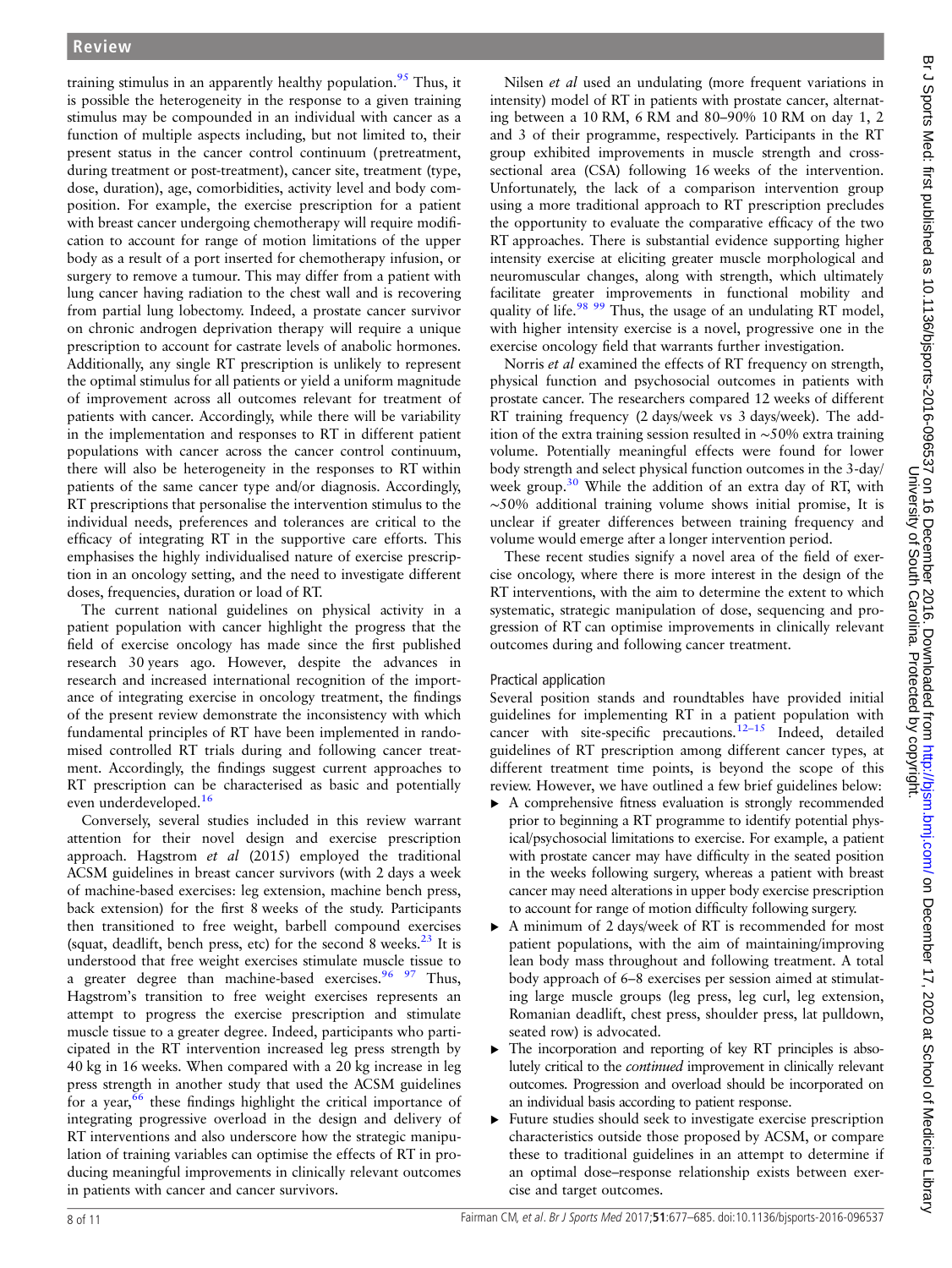training stimulus in an apparently healthy population.[95] Thus, it is possible the heterogeneity in the response to a given training stimulus may be compounded in an individual with cancer as a function of multiple aspects including, but not limited to, their present status in the cancer control continuum (pretreatment, during treatment or post-treatment), cancer site, treatment (type, dose, duration), age, comorbidities, activity level and body composition. For example, the exercise prescription for a patient with breast cancer undergoing chemotherapy will require modification to account for range of motion limitations of the upper body as a result of a port inserted for chemotherapy infusion, or surgery to remove a tumour. This may differ from a patient with lung cancer having radiation to the chest wall and is recovering from partial lung lobectomy. Indeed, a prostate cancer survivor on chronic androgen deprivation therapy will require a unique prescription to account for castrate levels of anabolic hormones. Additionally, any single RT prescription is unlikely to represent the optimal stimulus for all patients or yield a uniform magnitude of improvement across all outcomes relevant for treatment of patients with cancer. Accordingly, while there will be variability in the implementation and responses to RT in different patient populations with cancer across the cancer control continuum, there will also be heterogeneity in the responses to RT within patients of the same cancer type and/or diagnosis. Accordingly, RT prescriptions that personalise the intervention stimulus to the individual needs, preferences and tolerances are critical to the efficacy of integrating RT in the supportive care efforts. This emphasises the highly individualised nature of exercise prescription in an oncology setting, and the need to investigate different doses, frequencies, duration or load of RT.

The current national guidelines on physical activity in a patient population with cancer highlight the progress that the field of exercise oncology has made since the first published research 30 years ago. However, despite the advances in research and increased international recognition of the importance of integrating exercise in oncology treatment, the findings of the present review demonstrate the inconsistency with which fundamental principles of RT have been implemented in randomised controlled RT trials during and following cancer treatment. Accordingly, the findings suggest current approaches to RT prescription can be characterised as basic and potentially even underdeveloped.[16]

Conversely, several studies included in this review warrant attention for their novel design and exercise prescription approach. Hagstrom *et al* (2015) employed the traditional ACSM guidelines in breast cancer survivors (with 2 days a week of machine-based exercises: leg extension, machine bench press, back extension) for the first 8 weeks of the study. Participants then transitioned to free weight, barbell compound exercises (squat, deadlift, bench press, etc) for the second 8 weeks.[23] It is understood that free weight exercises stimulate muscle tissue to a greater degree than machine-based exercises.[96 97] Thus, Hagstrom's transition to free weight exercises represents an attempt to progress the exercise prescription and stimulate muscle tissue to a greater degree. Indeed, participants who participated in the RT intervention increased leg press strength by 40 kg in 16 weeks. When compared with a 20 kg increase in leg press strength in another study that used the ACSM guidelines for a year,[66] these findings highlight the critical importance of integrating progressive overload in the design and delivery of RT interventions and also underscore how the strategic manipulation of training variables can optimise the effects of RT in producing meaningful improvements in clinically relevant outcomes in patients with cancer and cancer survivors.

Nilsen *et al* used an undulating (more frequent variations in intensity) model of RT in patients with prostate cancer, alternating between a 10 RM, 6 RM and 80–90% 10 RM on day 1, 2 and 3 of their programme, respectively. Participants in the RT group exhibited improvements in muscle strength and cross-sectional area (CSA) following 16 weeks of the intervention. Unfortunately, the lack of a comparison intervention group using a more traditional approach to RT prescription precludes the opportunity to evaluate the comparative efficacy of the two RT approaches. There is substantial evidence supporting higher intensity exercise at eliciting greater muscle morphological and neuromuscular changes, along with strength, which ultimately facilitate greater improvements in functional mobility and quality of life.[98 99] Thus, the usage of an undulating RT model, with higher intensity exercise is a novel, progressive one in the exercise oncology field that warrants further investigation.

Norris *et al* examined the effects of RT frequency on strength, physical function and psychosocial outcomes in patients with prostate cancer. The researchers compared 12 weeks of different RT training frequency (2 days/week vs 3 days/week). The addition of the extra training session resulted in ~50% extra training volume. Potentially meaningful effects were found for lower body strength and select physical function outcomes in the 3-day/week group.[30] While the addition of an extra day of RT, with ~50% additional training volume shows initial promise, It is unclear if greater differences between training frequency and volume would emerge after a longer intervention period.

These recent studies signify a novel area of the field of exercise oncology, where there is more interest in the design of the RT interventions, with the aim to determine the extent to which systematic, strategic manipulation of dose, sequencing and progression of RT can optimise improvements in clinically relevant outcomes during and following cancer treatment.

### Practical application

Several position stands and roundtables have provided initial guidelines for implementing RT in a patient population with cancer with site-specific precautions.[12–15] Indeed, detailed guidelines of RT prescription among different cancer types, at different treatment time points, is beyond the scope of this review. However, we have outlined a few brief guidelines below:

- A comprehensive fitness evaluation is strongly recommended prior to beginning a RT programme to identify potential physical/psychosocial limitations to exercise. For example, a patient with prostate cancer may have difficulty in the seated position in the weeks following surgery, whereas a patient with breast cancer may need alterations in upper body exercise prescription to account for range of motion difficulty following surgery.
- A minimum of 2 days/week of RT is recommended for most patient populations, with the aim of maintaining/improving lean body mass throughout and following treatment. A total body approach of 6–8 exercises per session aimed at stimulating large muscle groups (leg press, leg curl, leg extension, Romanian deadlift, chest press, shoulder press, lat pulldown, seated row) is advocated.
- The incorporation and reporting of key RT principles is absolutely critical to the *continued* improvement in clinically relevant outcomes. Progression and overload should be incorporated on an individual basis according to patient response.
- Future studies should seek to investigate exercise prescription characteristics outside those proposed by ACSM, or compare these to traditional guidelines in an attempt to determine if an optimal dose–response relationship exists between exercise and target outcomes.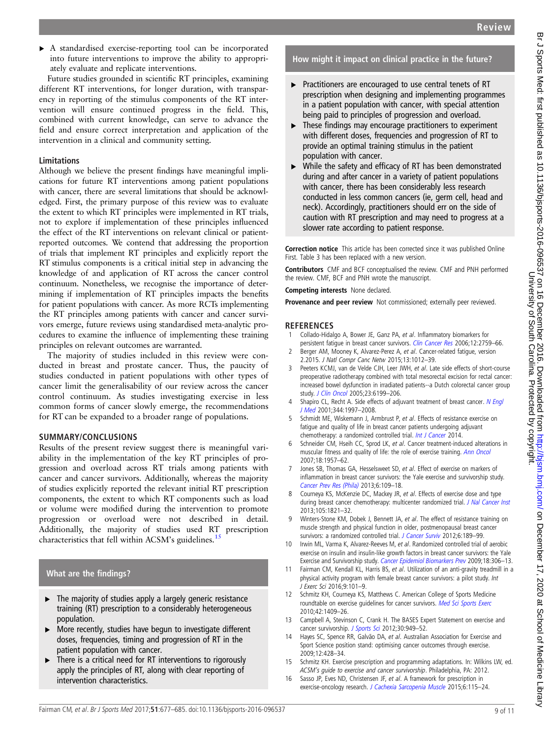- A standardised exercise-reporting tool can be incorporated into future interventions to improve the ability to appropriately evaluate and replicate interventions.

Future studies grounded in scientific RT principles, examining different RT interventions, for longer duration, with transparency in reporting of the stimulus components of the RT intervention will ensure continued progress in the field. This, combined with current knowledge, can serve to advance the field and ensure correct interpretation and application of the intervention in a clinical and community setting.

### Limitations

Although we believe the present findings have meaningful implications for future RT interventions among patient populations with cancer, there are several limitations that should be acknowledged. First, the primary purpose of this review was to evaluate the extent to which RT principles were implemented in RT trials, not to explore if implementation of these principles influenced the effect of the RT interventions on relevant clinical or patient-reported outcomes. We contend that addressing the proportion of trials that implement RT principles and explicitly report the RT stimulus components is a critical initial step in advancing the knowledge of and application of RT across the cancer control continuum. Nonetheless, we recognise the importance of determining if implementation of RT principles impacts the benefits for patient populations with cancer. As more RCTs implementing the RT principles among patients with cancer and cancer survivors emerge, future reviews using standardised meta-analytic procedures to examine the influence of implementing these training principles on relevant outcomes are warranted.

The majority of studies included in this review were conducted in breast and prostate cancer. Thus, the paucity of studies conducted in patient populations with other types of cancer limit the generalisability of our review across the cancer control continuum. As studies investigating exercise in less common forms of cancer slowly emerge, the recommendations for RT can be expanded to a broader range of populations.

## SUMMARY/CONCLUSIONS

Results of the present review suggest there is meaningful variability in the implementation of the key RT principles of progression and overload across RT trials among patients with cancer and cancer survivors. Additionally, whereas the majority of studies explicitly reported the relevant initial RT prescription components, the extent to which RT components such as load or volume were modified during the intervention to promote progression or overload were not described in detail. Additionally, the majority of studies used RT prescription characteristics that fell within ACSM's guidelines.[15]

### What are the findings?

- The majority of studies apply a largely generic resistance training (RT) prescription to a considerably heterogeneous population.
- More recently, studies have begun to investigate different doses, frequencies, timing and progression of RT in the patient population with cancer.
- There is a critical need for RT interventions to rigorously apply the principles of RT, along with clear reporting of intervention characteristics.

### How might it impact on clinical practice in the future?

- Practitioners are encouraged to use central tenets of RT prescription when designing and implementing programmes in a patient population with cancer, with special attention being paid to principles of progression and overload.
- These findings may encourage practitioners to experiment with different doses, frequencies and progression of RT to provide an optimal training stimulus in the patient population with cancer.
- While the safety and efficacy of RT has been demonstrated during and after cancer in a variety of patient populations with cancer, there has been considerably less research conducted in less common cancers (ie, germ cell, head and neck). Accordingly, practitioners should err on the side of caution with RT prescription and may need to progress at a slower rate according to patient response.

**Correction notice** This article has been corrected since it was published Online First. Table 3 has been replaced with a new version.

**Contributors** CMF and BCF conceptualised the review. CMF and PNH performed the review. CMF, BCF and PNH wrote the manuscript.

**Competing interests** None declared.

**Provenance and peer review** Not commissioned; externally peer reviewed.

## REFERENCES

1. Collado-Hidalgo A, Bower JE, Ganz PA, *et al*. Inflammatory biomarkers for persistent fatigue in breast cancer survivors. *Clin Cancer Res* 2006;12:2759–66.
2. Berger AM, Mooney K, Alvarez-Perez A, *et al*. Cancer-related fatigue, version 2.2015. *J Natl Compr Canc Netw* 2015;13:1012–39.
3. Peeters KCMJ, van de Velde CJH, Leer JWH, *et al*. Late side effects of short-course preoperative radiotherapy combined with total mesorectal excision for rectal cancer: increased bowel dysfunction in irradiated patients--a Dutch colorectal cancer group study. *J Clin Oncol* 2005;23:6199–206.
4. Shapiro CL, Recht A. Side effects of adjuvant treatment of breast cancer. *N Engl J Med* 2001;344:1997–2008.
5. Schmidt ME, Wiskemann J, Armbrust P, *et al*. Effects of resistance exercise on fatigue and quality of life in breast cancer patients undergoing adjuvant chemotherapy: a randomized controlled trial. *Int J Cancer* 2014.
6. Schneider CM, Hseih CC, Sprod LK, *et al*. Cancer treatment-induced alterations in muscular fitness and quality of life: the role of exercise training. *Ann Oncol* 2007;18:1957–62.
7. Jones SB, Thomas GA, Hesselsweet SD, *et al*. Effect of exercise on markers of inflammation in breast cancer survivors: the Yale exercise and survivorship study. *Cancer Prev Res (Phila)* 2013;6:109–18.
8. Courneya KS, McKenzie DC, Mackey JR, *et al*. Effects of exercise dose and type during breast cancer chemotherapy: multicenter randomized trial. *J Nal Cancer Inst* 2013;105:1821–32.
9. Winters-Stone KM, Dobek J, Bennett JA, *et al*. The effect of resistance training on muscle strength and physical function in older, postmenopausal breast cancer survivors: a randomized controlled trial. *J Cancer Surviv* 2012;6:189–99.
10. Irwin ML, Varma K, Alvarez-Reeves M, *et al*. Randomized controlled trial of aerobic exercise on insulin and insulin-like growth factors in breast cancer survivors: the Yale Exercise and Survivorship study. *Cancer Epidemiol Biomarkers Prev* 2009;18:306–13.
11. Fairman CM, Kendall KL, Harris BS, *et al*. Utilization of an anti-gravity treadmill in a physical activity program with female breast cancer survivors: a pilot study. *Int J Exerc Sci* 2016;9:101–9.
12. Schmitz KH, Courneya KS, Matthews C. American College of Sports Medicine roundtable on exercise guidelines for cancer survivors. *Med Sci Sports Exerc* 2010;42:1409–26.
13. Campbell A, Stevinson C, Crank H. The BASES Expert Statement on exercise and cancer survivorship. *J Sports Sci* 2012;30:949–52.
14. Hayes SC, Spence RR, Galvão DA, *et al*. Australian Association for Exercise and Sport Science position stand: optimising cancer outcomes through exercise. 2009;12:428–34.
15. Schmitz KH. Exercise prescription and programming adaptations. In: Wilkins LW, ed. *ACSM's guide to exercise and cancer survivorship*. Philadelphia, PA: 2012.
16. Sasso JP, Eves ND, Christensen JF, *et al*. A framework for prescription in exercise-oncology research. *J Cachexia Sarcopenia Muscle* 2015;6:115–24.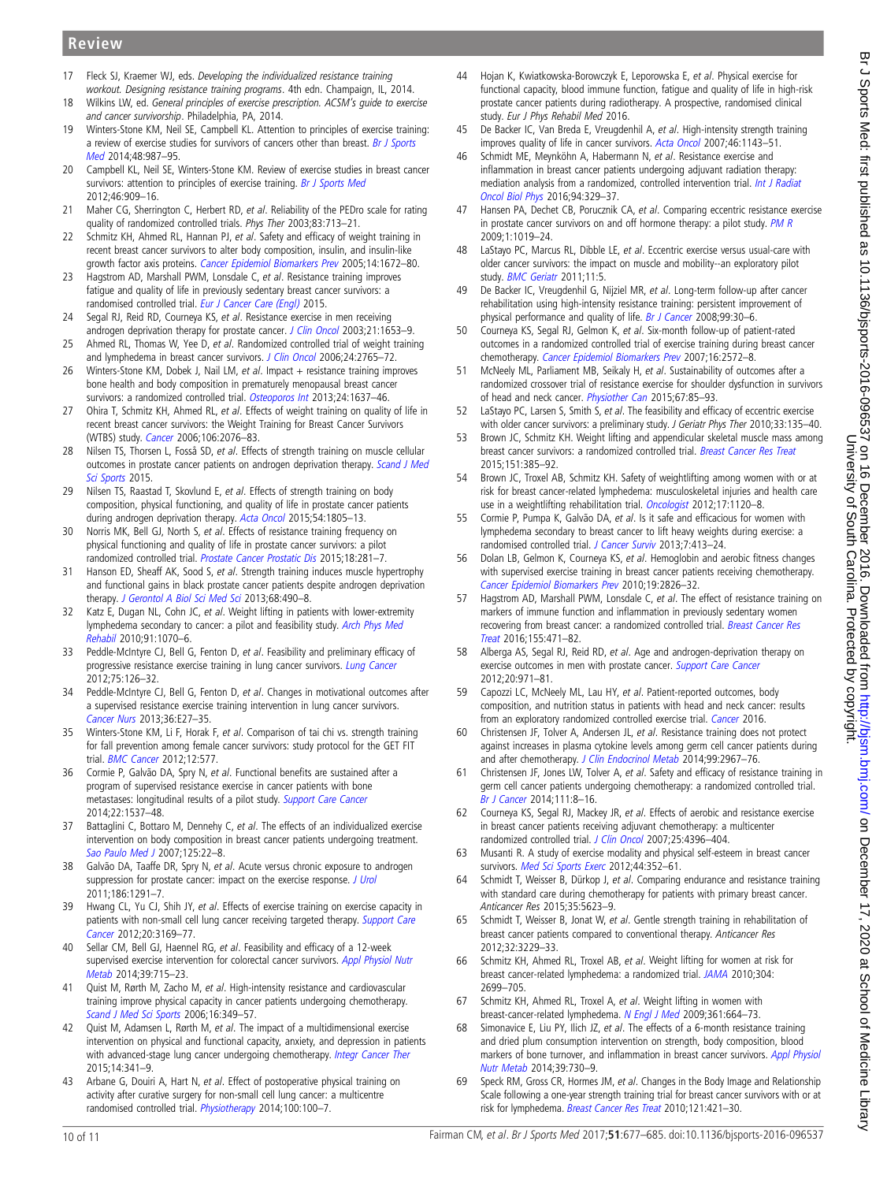17 Fleck SJ, Kraemer WJ, eds. *Developing the individualized resistance training workout. Designing resistance training programs*. 4th edn. Champaign, IL, 2014.
18 Wilkins LW, ed. *General principles of exercise prescription. ACSM's guide to exercise and cancer survivorship*. Philadelphia, PA, 2014.
19 Winters-Stone KM, Neil SE, Campbell KL. Attention to principles of exercise training: a review of exercise studies for survivors of cancers other than breast. *Br J Sports Med* 2014;48:987–95.
20 Campbell KL, Neil SE, Winters-Stone KM. Review of exercise studies in breast cancer survivors: attention to principles of exercise training. *Br J Sports Med* 2012;46:909–16.
21 Maher CG, Sherrington C, Herbert RD, *et al*. Reliability of the PEDro scale for rating quality of randomized controlled trials. *Phys Ther* 2003;83:713–21.
22 Schmitz KH, Ahmed RL, Hannan PJ, *et al*. Safety and efficacy of weight training in recent breast cancer survivors to alter body composition, insulin, and insulin-like growth factor axis proteins. *Cancer Epidemiol Biomarkers Prev* 2005;14:1672–80.
23 Hagstrom AD, Marshall PWM, Lonsdale C, *et al*. Resistance training improves fatigue and quality of life in previously sedentary breast cancer survivors: a randomised controlled trial. *Eur J Cancer Care (Engl)* 2015.
24 Segal RJ, Reid RD, Courneya KS, *et al*. Resistance exercise in men receiving androgen deprivation therapy for prostate cancer. *J Clin Oncol* 2003;21:1653–9.
25 Ahmed RL, Thomas W, Yee D, *et al*. Randomized controlled trial of weight training and lymphedema in breast cancer survivors. *J Clin Oncol* 2006;24:2765–72.
26 Winters-Stone KM, Dobek J, Nail LM, *et al*. Impact + resistance training improves bone health and body composition in prematurely menopausal breast cancer survivors: a randomized controlled trial. *Osteoporos Int* 2013;24:1637–46.
27 Ohira T, Schmitz KH, Ahmed RL, *et al*. Effects of weight training on quality of life in recent breast cancer survivors: the Weight Training for Breast Cancer Survivors (WTBS) study. *Cancer* 2006;106:2076–83.
28 Nilsen TS, Thorsen L, Fosså SD, *et al*. Effects of strength training on muscle cellular outcomes in prostate cancer patients on androgen deprivation therapy. *Scand J Med Sci Sports* 2015.
29 Nilsen TS, Raastad T, Skovlund E, *et al*. Effects of strength training on body composition, physical functioning, and quality of life in prostate cancer patients during androgen deprivation therapy. *Acta Oncol* 2015;54:1805–13.
30 Norris MK, Bell GJ, North S, *et al*. Effects of resistance training frequency on physical functioning and quality of life in prostate cancer survivors: a pilot randomized controlled trial. *Prostate Cancer Prostatic Dis* 2015;18:281–7.
31 Hanson ED, Sheaff AK, Sood S, *et al*. Strength training induces muscle hypertrophy and functional gains in black prostate cancer patients despite androgen deprivation therapy. *J Gerontol A Biol Sci Med Sci* 2013;68:490–8.
32 Katz E, Dugan NL, Cohn JC, *et al*. Weight lifting in patients with lower-extremity lymphedema secondary to cancer: a pilot and feasibility study. *Arch Phys Med Rehabil* 2010;91:1070–6.
33 Peddle-McIntyre CJ, Bell G, Fenton D, *et al*. Feasibility and preliminary efficacy of progressive resistance exercise training in lung cancer survivors. *Lung Cancer* 2012;75:126–32.
34 Peddle-McIntyre CJ, Bell G, Fenton D, *et al*. Changes in motivational outcomes after a supervised resistance exercise training intervention in lung cancer survivors. *Cancer Nurs* 2013;36:E27–35.
35 Winters-Stone KM, Li F, Horak F, *et al*. Comparison of tai chi vs. strength training for fall prevention among female cancer survivors: study protocol for the GET FIT trial. *BMC Cancer* 2012;12:577.
36 Cormie P, Galvão DA, Spry N, *et al*. Functional benefits are sustained after a program of supervised resistance exercise in cancer patients with bone metastases: longitudinal results of a pilot study. *Support Care Cancer* 2014;22:1537–48.
37 Battaglini C, Bottaro M, Dennehy C, *et al*. The effects of an individualized exercise intervention on body composition in breast cancer patients undergoing treatment. *Sao Paulo Med J* 2007;125:22–8.
38 Galvão DA, Taaffe DR, Spry N, *et al*. Acute versus chronic exposure to androgen suppression for prostate cancer: impact on the exercise response. *J Urol* 2011;186:1291–7.
39 Hwang CL, Yu CJ, Shih JY, *et al*. Effects of exercise training on exercise capacity in patients with non-small cell lung cancer receiving targeted therapy. *Support Care Cancer* 2012;20:3169–77.
40 Sellar CM, Bell GJ, Haennel RG, *et al*. Feasibility and efficacy of a 12-week supervised exercise intervention for colorectal cancer survivors. *Appl Physiol Nutr Metab* 2014;39:715–23.
41 Quist M, Rørth M, Zacho M, *et al*. High-intensity resistance and cardiovascular training improve physical capacity in cancer patients undergoing chemotherapy. *Scand J Med Sci Sports* 2006;16:349–57.
42 Quist M, Adamsen L, Rørth M, *et al*. The impact of a multidimensional exercise intervention on physical and functional capacity, anxiety, and depression in patients with advanced-stage lung cancer undergoing chemotherapy. *Integr Cancer Ther* 2015;14:341–9.
43 Arbane G, Douiri A, Hart N, *et al*. Effect of postoperative physical training on activity after curative surgery for non-small cell lung cancer: a multicentre randomised controlled trial. *Physiotherapy* 2014;100:100–7.
44 Hojan K, Kwiatkowska-Borowczyk E, Leporowska E, *et al*. Physical exercise for functional capacity, blood immune function, fatigue and quality of life in high-risk prostate cancer patients during radiotherapy. A prospective, randomised clinical study. *Eur J Phys Rehabil Med* 2016.
45 De Backer IC, Van Breda E, Vreugdenhil A, *et al*. High-intensity strength training improves quality of life in cancer survivors. *Acta Oncol* 2007;46:1143–51.
46 Schmidt ME, Meynköhn A, Habermann N, *et al*. Resistance exercise and inflammation in breast cancer patients undergoing adjuvant radiation therapy: mediation analysis from a randomized, controlled intervention trial. *Int J Radiat Oncol Biol Phys* 2016;94:329–37.
47 Hansen PA, Dechet CB, Porucznik CA, *et al*. Comparing eccentric resistance exercise in prostate cancer survivors on and off hormone therapy: a pilot study. *PM R* 2009;1:1019–24.
48 LaStayo PC, Marcus RL, Dibble LE, *et al*. Eccentric exercise versus usual-care with older cancer survivors: the impact on muscle and mobility--an exploratory pilot study. *BMC Geriatr* 2011;11:5.
49 De Backer IC, Vreugdenhil G, Nijziel MR, *et al*. Long-term follow-up after cancer rehabilitation using high-intensity resistance training: persistent improvement of physical performance and quality of life. *Br J Cancer* 2008;99:30–6.
50 Courneya KS, Segal RJ, Gelmon K, *et al*. Six-month follow-up of patient-rated outcomes in a randomized controlled trial of exercise training during breast cancer chemotherapy. *Cancer Epidemiol Biomarkers Prev* 2007;16:2572–8.
51 McNeely ML, Parliament MB, Seikaly H, *et al*. Sustainability of outcomes after a randomized crossover trial of resistance exercise for shoulder dysfunction in survivors of head and neck cancer. *Physiother Can* 2015;67:85–93.
52 LaStayo PC, Larsen S, Smith S, *et al*. The feasibility and efficacy of eccentric exercise with older cancer survivors: a preliminary study. *J Geriatr Phys Ther* 2010;33:135–40.
53 Brown JC, Schmitz KH. Weight lifting and appendicular skeletal muscle mass among breast cancer survivors: a randomized controlled trial. *Breast Cancer Res Treat* 2015;151:385–92.
54 Brown JC, Troxel AB, Schmitz KH. Safety of weightlifting among women with or at risk for breast cancer-related lymphedema: musculoskeletal injuries and health care use in a weightlifting rehabilitation trial. *Oncologist* 2012;17:1120–8.
55 Cormie P, Pumpa K, Galvão DA, *et al*. Is it safe and efficacious for women with lymphedema secondary to breast cancer to lift heavy weights during exercise: a randomised controlled trial. *J Cancer Surviv* 2013;7:413–24.
56 Dolan LB, Gelmon K, Courneya KS, *et al*. Hemoglobin and aerobic fitness changes with supervised exercise training in breast cancer patients receiving chemotherapy. *Cancer Epidemiol Biomarkers Prev* 2010;19:2826–32.
57 Hagstrom AD, Marshall PWM, Lonsdale C, *et al*. The effect of resistance training on markers of immune function and inflammation in previously sedentary women recovering from breast cancer: a randomized controlled trial. *Breast Cancer Res Treat* 2016;155:471–82.
58 Alberga AS, Segal RJ, Reid RD, *et al*. Age and androgen-deprivation therapy on exercise outcomes in men with prostate cancer. *Support Care Cancer* 2012;20:971–81.
59 Capozzi LC, McNeely ML, Lau HY, *et al*. Patient-reported outcomes, body composition, and nutrition status in patients with head and neck cancer: results from an exploratory randomized controlled exercise trial. *Cancer* 2016.
60 Christensen JF, Tolver A, Andersen JL, *et al*. Resistance training does not protect against increases in plasma cytokine levels among germ cell cancer patients during and after chemotherapy. *J Clin Endocrinol Metab* 2014;99:2967–76.
61 Christensen JF, Jones LW, Tolver A, *et al*. Safety and efficacy of resistance training in germ cell cancer patients undergoing chemotherapy: a randomized controlled trial. *Br J Cancer* 2014;111:8–16.
62 Courneya KS, Segal RJ, Mackey JR, *et al*. Effects of aerobic and resistance exercise in breast cancer patients receiving adjuvant chemotherapy: a multicenter randomized controlled trial. *J Clin Oncol* 2007;25:4396–404.
63 Musanti R. A study of exercise modality and physical self-esteem in breast cancer survivors. *Med Sci Sports Exerc* 2012;44:352–61.
64 Schmidt T, Weisser B, Dürkop J, *et al*. Comparing endurance and resistance training with standard care during chemotherapy for patients with primary breast cancer. *Anticancer Res* 2015;35:5623–9.
65 Schmidt T, Weisser B, Jonat W, *et al*. Gentle strength training in rehabilitation of breast cancer patients compared to conventional therapy. *Anticancer Res* 2012;32:3229–33.
66 Schmitz KH, Ahmed RL, Troxel AB, *et al*. Weight lifting for women at risk for breast cancer-related lymphedema: a randomized trial. *JAMA* 2010;304:2699–705.
67 Schmitz KH, Ahmed RL, Troxel A, *et al*. Weight lifting in women with breast-cancer-related lymphedema. *N Engl J Med* 2009;361:664–73.
68 Simonavice E, Liu PY, Ilich JZ, *et al*. The effects of a 6-month resistance training and dried plum consumption intervention on strength, body composition, blood markers of bone turnover, and inflammation in breast cancer survivors. *Appl Physiol Nutr Metab* 2014;39:730–9.
69 Speck RM, Gross CR, Hormes JM, *et al*. Changes in the Body Image and Relationship Scale following a one-year strength training trial for breast cancer survivors with or at risk for lymphedema. *Breast Cancer Res Treat* 2010;121:421–30.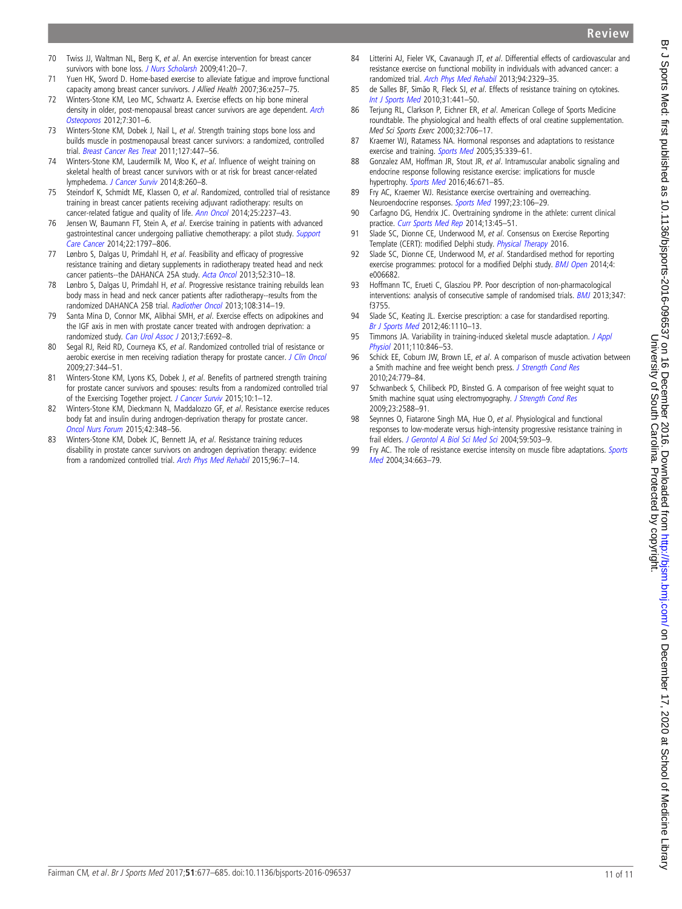70 Twiss JJ, Waltman NL, Berg K, *et al*. An exercise intervention for breast cancer survivors with bone loss. *J Nurs Scholarsh* 2009;41:20–7.

71 Yuen HK, Sword D. Home-based exercise to alleviate fatigue and improve functional capacity among breast cancer survivors. *J Allied Health* 2007;36:e257–75.

72 Winters-Stone KM, Leo MC, Schwartz A. Exercise effects on hip bone mineral density in older, post-menopausal breast cancer survivors are age dependent. *Arch Osteoporos* 2012;7:301–6.

73 Winters-Stone KM, Dobek J, Nail L, *et al*. Strength training stops bone loss and builds muscle in postmenopausal breast cancer survivors: a randomized, controlled trial. *Breast Cancer Res Treat* 2011;127:447–56.

74 Winters-Stone KM, Laudermilk M, Woo K, *et al*. Influence of weight training on skeletal health of breast cancer survivors with or at risk for breast cancer-related lymphedema. *J Cancer Surviv* 2014;8:260–8.

75 Steindorf K, Schmidt ME, Klassen O, *et al*. Randomized, controlled trial of resistance training in breast cancer patients receiving adjuvant radiotherapy: results on cancer-related fatigue and quality of life. *Ann Oncol* 2014;25:2237–43.

76 Jensen W, Baumann FT, Stein A, *et al*. Exercise training in patients with advanced gastrointestinal cancer undergoing palliative chemotherapy: a pilot study. *Support Care Cancer* 2014;22:1797–806.

77 Lønbro S, Dalgas U, Primdahl H, *et al*. Feasibility and efficacy of progressive resistance training and dietary supplements in radiotherapy treated head and neck cancer patients--the DAHANCA 25A study. *Acta Oncol* 2013;52:310–18.

78 Lønbro S, Dalgas U, Primdahl H, *et al*. Progressive resistance training rebuilds lean body mass in head and neck cancer patients after radiotherapy--results from the randomized DAHANCA 25B trial. *Radiother Oncol* 2013;108:314–19.

79 Santa Mina D, Connor MK, Alibhai SMH, *et al*. Exercise effects on adipokines and the IGF axis in men with prostate cancer treated with androgen deprivation: a randomized study. *Can Urol Assoc J* 2013;7:E692–8.

80 Segal RJ, Reid RD, Courneya KS, *et al*. Randomized controlled trial of resistance or aerobic exercise in men receiving radiation therapy for prostate cancer. *J Clin Oncol* 2009;27:344–51.

81 Winters-Stone KM, Lyons KS, Dobek J, *et al*. Benefits of partnered strength training for prostate cancer survivors and spouses: results from a randomized controlled trial of the Exercising Together project. *J Cancer Surviv* 2015;10:1–12.

82 Winters-Stone KM, Dieckmann N, Maddalozzo GF, *et al*. Resistance exercise reduces body fat and insulin during androgen-deprivation therapy for prostate cancer. *Oncol Nurs Forum* 2015;42:348–56.

83 Winters-Stone KM, Dobek JC, Bennett JA, *et al*. Resistance training reduces disability in prostate cancer survivors on androgen deprivation therapy: evidence from a randomized controlled trial. *Arch Phys Med Rehabil* 2015;96:7–14.

84 Litterini AJ, Fieler VK, Cavanaugh JT, *et al*. Differential effects of cardiovascular and resistance exercise on functional mobility in individuals with advanced cancer: a randomized trial. *Arch Phys Med Rehabil* 2013;94:2329–35.

85 de Salles BF, Simão R, Fleck SJ, *et al*. Effects of resistance training on cytokines. *Int J Sports Med* 2010;31:441–50.

86 Terjung RL, Clarkson P, Eichner ER, *et al*. American College of Sports Medicine roundtable. The physiological and health effects of oral creatine supplementation. *Med Sci Sports Exerc* 2000;32:706–17.

87 Kraemer WJ, Ratamess NA. Hormonal responses and adaptations to resistance exercise and training. *Sports Med* 2005;35:339–61.

88 Gonzalez AM, Hoffman JR, Stout JR, *et al*. Intramuscular anabolic signaling and endocrine response following resistance exercise: implications for muscle hypertrophy. *Sports Med* 2016;46:671–85.

89 Fry AC, Kraemer WJ. Resistance exercise overtraining and overreaching. Neuroendocrine responses. *Sports Med* 1997;23:106–29.

90 Carfagno DG, Hendrix JC. Overtraining syndrome in the athlete: current clinical practice. *Curr Sports Med Rep* 2014;13:45–51.

91 Slade SC, Dionne CE, Underwood M, *et al*. Consensus on Exercise Reporting Template (CERT): modified Delphi study. *Physical Therapy* 2016.

92 Slade SC, Dionne CE, Underwood M, *et al*. Standardised method for reporting exercise programmes: protocol for a modified Delphi study. *BMJ Open* 2014;4:e006682.

93 Hoffmann TC, Erueti C, Glasziou PP. Poor description of non-pharmacological interventions: analysis of consecutive sample of randomised trials. *BMJ* 2013;347:f3755.

94 Slade SC, Keating JL. Exercise prescription: a case for standardised reporting. *Br J Sports Med* 2012;46:1110–13.

95 Timmons JA. Variability in training-induced skeletal muscle adaptation. *J Appl Physiol* 2011;110:846–53.

96 Schick EE, Coburn JW, Brown LE, *et al*. A comparison of muscle activation between a Smith machine and free weight bench press. *J Strength Cond Res* 2010;24:779–84.

97 Schwanbeck S, Chilibeck PD, Binsted G. A comparison of free weight squat to Smith machine squat using electromyography. *J Strength Cond Res* 2009;23:2588–91.

98 Seynnes O, Fiatarone Singh MA, Hue O, *et al*. Physiological and functional responses to low-moderate versus high-intensity progressive resistance training in frail elders. *J Gerontol A Biol Sci Med Sci* 2004;59:503–9.

99 Fry AC. The role of resistance exercise intensity on muscle fibre adaptations. *Sports Med* 2004;34:663–79.